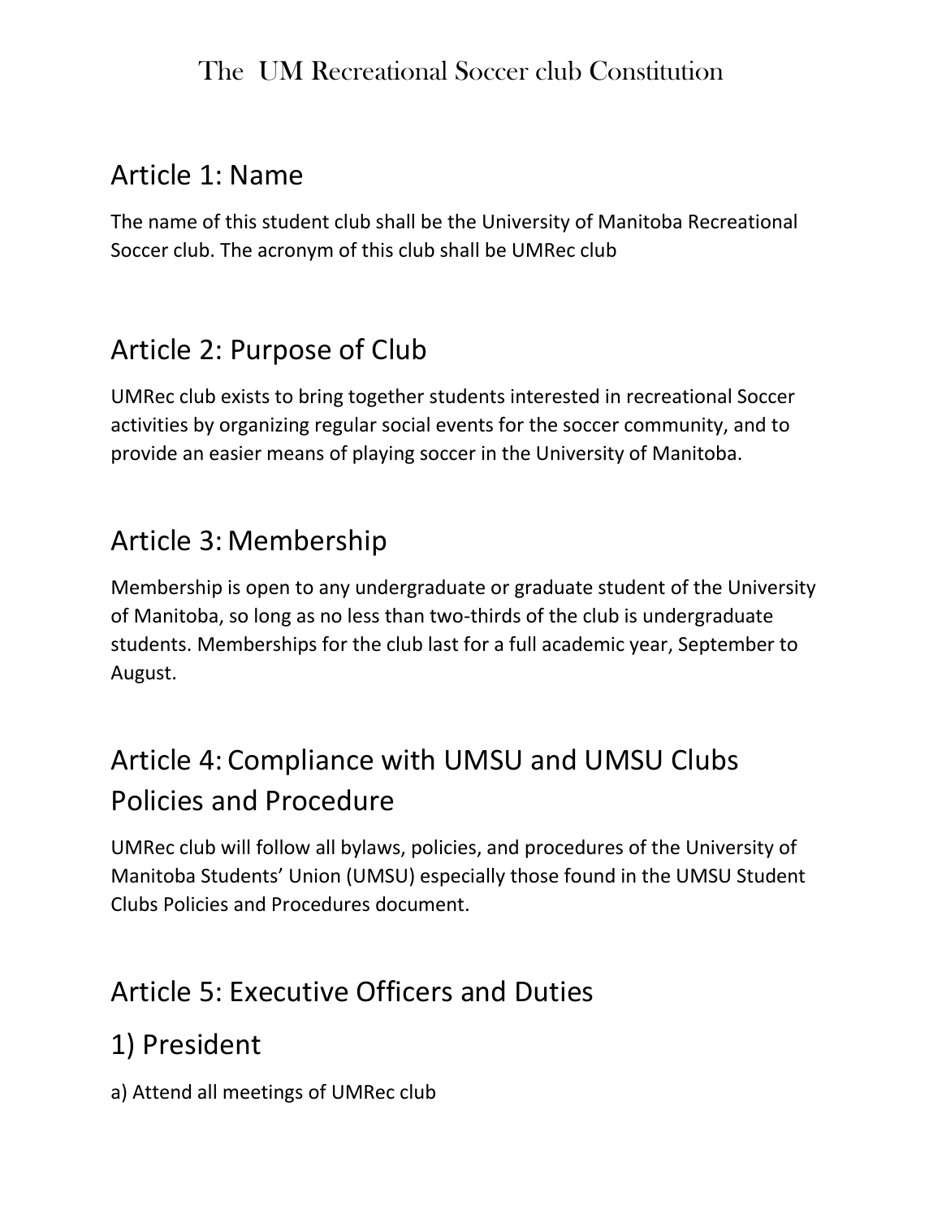# The UM Recreational Soccer club Constitution

## Article 1: Name

The name of this student club shall be the University of Manitoba Recreational Soccer club. The acronym of this club shall be UMRec club

## Article 2: Purpose of Club

UMRec club exists to bring together students interested in recreational Soccer activities by organizing regular social events for the soccer community, and to provide an easier means of playing soccer in the University of Manitoba.

## Article 3: Membership

Membership is open to any undergraduate or graduate student of the University of Manitoba, so long as no less than two-thirds of the club is undergraduate students. Memberships for the club last for a full academic year, September to August.

## Article 4: Compliance with UMSU and UMSU Clubs Policies and Procedure

UMRec club will follow all bylaws, policies, and procedures of the University of Manitoba Students' Union (UMSU) especially those found in the UMSU Student Clubs Policies and Procedures document.

## Article 5: Executive Officers and Duties

## 1) President

a) Attend all meetings of UMRec club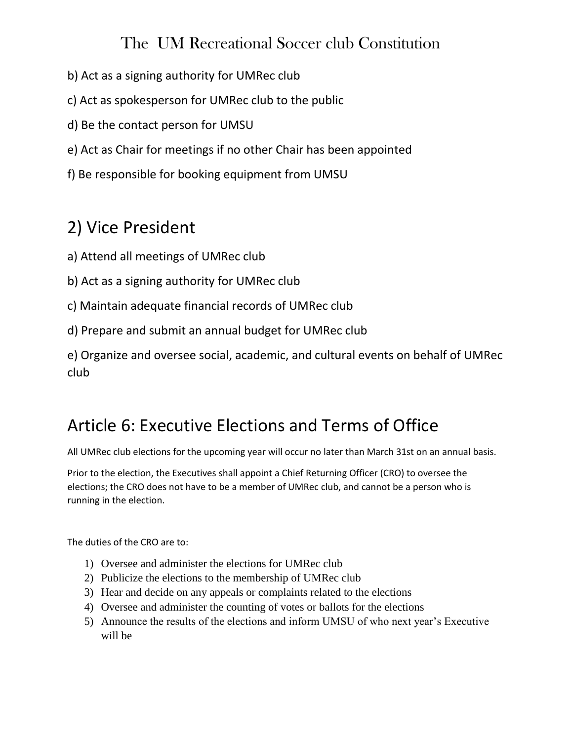b) Act as a signing authority for UMRec club

c) Act as spokesperson for UMRec club to the public

d) Be the contact person for UMSU

e) Act as Chair for meetings if no other Chair has been appointed

f) Be responsible for booking equipment from UMSU

## 2) Vice President

a) Attend all meetings of UMRec club

b) Act as a signing authority for UMRec club

c) Maintain adequate financial records of UMRec club

d) Prepare and submit an annual budget for UMRec club

e) Organize and oversee social, academic, and cultural events on behalf of UMRec club

# Article 6: Executive Elections and Terms of Office

All UMRec club elections for the upcoming year will occur no later than March 31st on an annual basis.

Prior to the election, the Executives shall appoint a Chief Returning Officer (CRO) to oversee the elections; the CRO does not have to be a member of UMRec club, and cannot be a person who is running in the election.

The duties of the CRO are to:

1) Oversee and administer the elections for UMRec club
2) Publicize the elections to the membership of UMRec club
3) Hear and decide on any appeals or complaints related to the elections
4) Oversee and administer the counting of votes or ballots for the elections
5) Announce the results of the elections and inform UMSU of who next year's Executive will be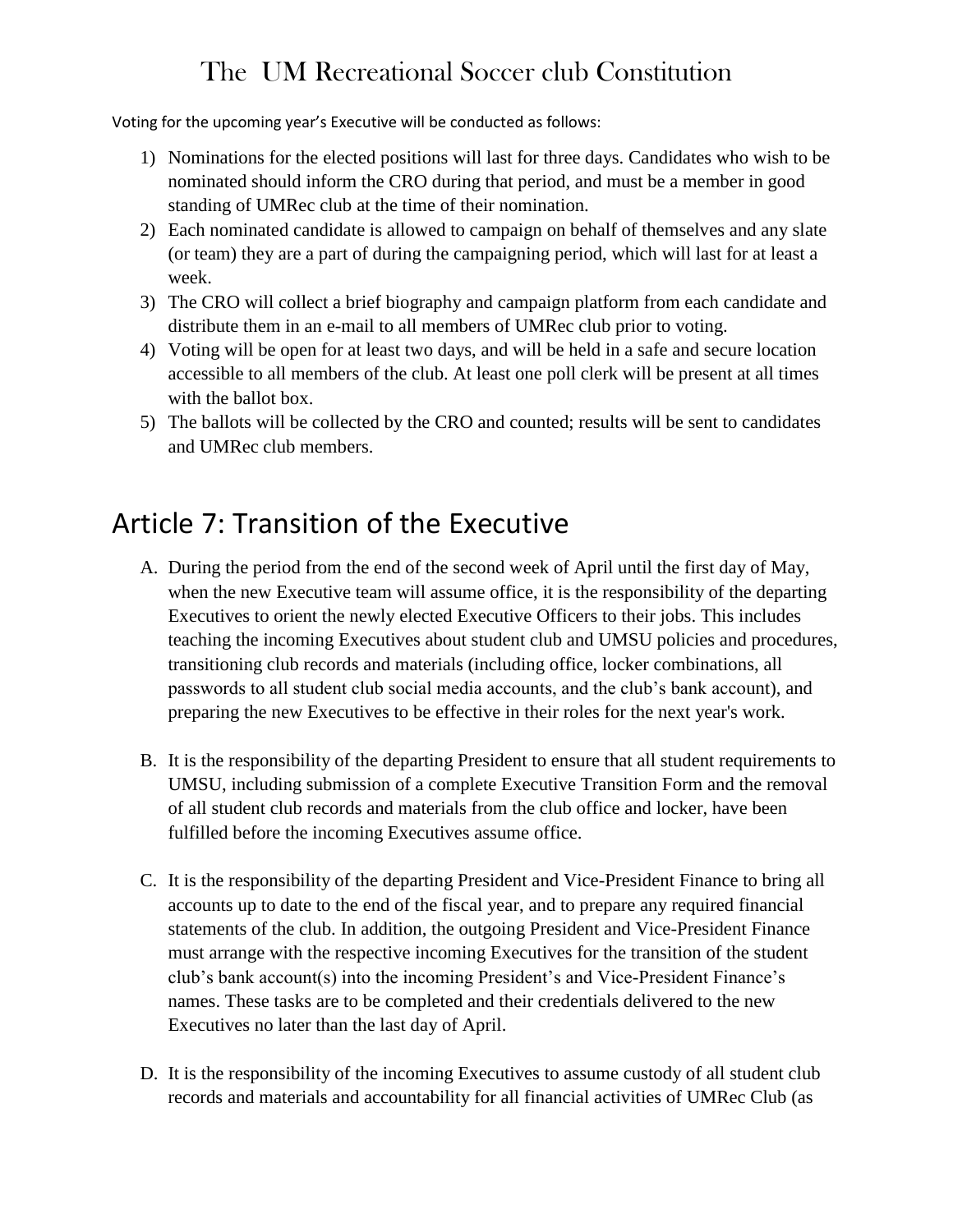Voting for the upcoming year's Executive will be conducted as follows:

1) Nominations for the elected positions will last for three days. Candidates who wish to be nominated should inform the CRO during that period, and must be a member in good standing of UMRec club at the time of their nomination.
2) Each nominated candidate is allowed to campaign on behalf of themselves and any slate (or team) they are a part of during the campaigning period, which will last for at least a week.
3) The CRO will collect a brief biography and campaign platform from each candidate and distribute them in an e-mail to all members of UMRec club prior to voting.
4) Voting will be open for at least two days, and will be held in a safe and secure location accessible to all members of the club. At least one poll clerk will be present at all times with the ballot box.
5) The ballots will be collected by the CRO and counted; results will be sent to candidates and UMRec club members.

## Article 7: Transition of the Executive

A. During the period from the end of the second week of April until the first day of May, when the new Executive team will assume office, it is the responsibility of the departing Executives to orient the newly elected Executive Officers to their jobs. This includes teaching the incoming Executives about student club and UMSU policies and procedures, transitioning club records and materials (including office, locker combinations, all passwords to all student club social media accounts, and the club's bank account), and preparing the new Executives to be effective in their roles for the next year's work.

B. It is the responsibility of the departing President to ensure that all student requirements to UMSU, including submission of a complete Executive Transition Form and the removal of all student club records and materials from the club office and locker, have been fulfilled before the incoming Executives assume office.

C. It is the responsibility of the departing President and Vice-President Finance to bring all accounts up to date to the end of the fiscal year, and to prepare any required financial statements of the club. In addition, the outgoing President and Vice-President Finance must arrange with the respective incoming Executives for the transition of the student club's bank account(s) into the incoming President's and Vice-President Finance's names. These tasks are to be completed and their credentials delivered to the new Executives no later than the last day of April.

D. It is the responsibility of the incoming Executives to assume custody of all student club records and materials and accountability for all financial activities of UMRec Club (as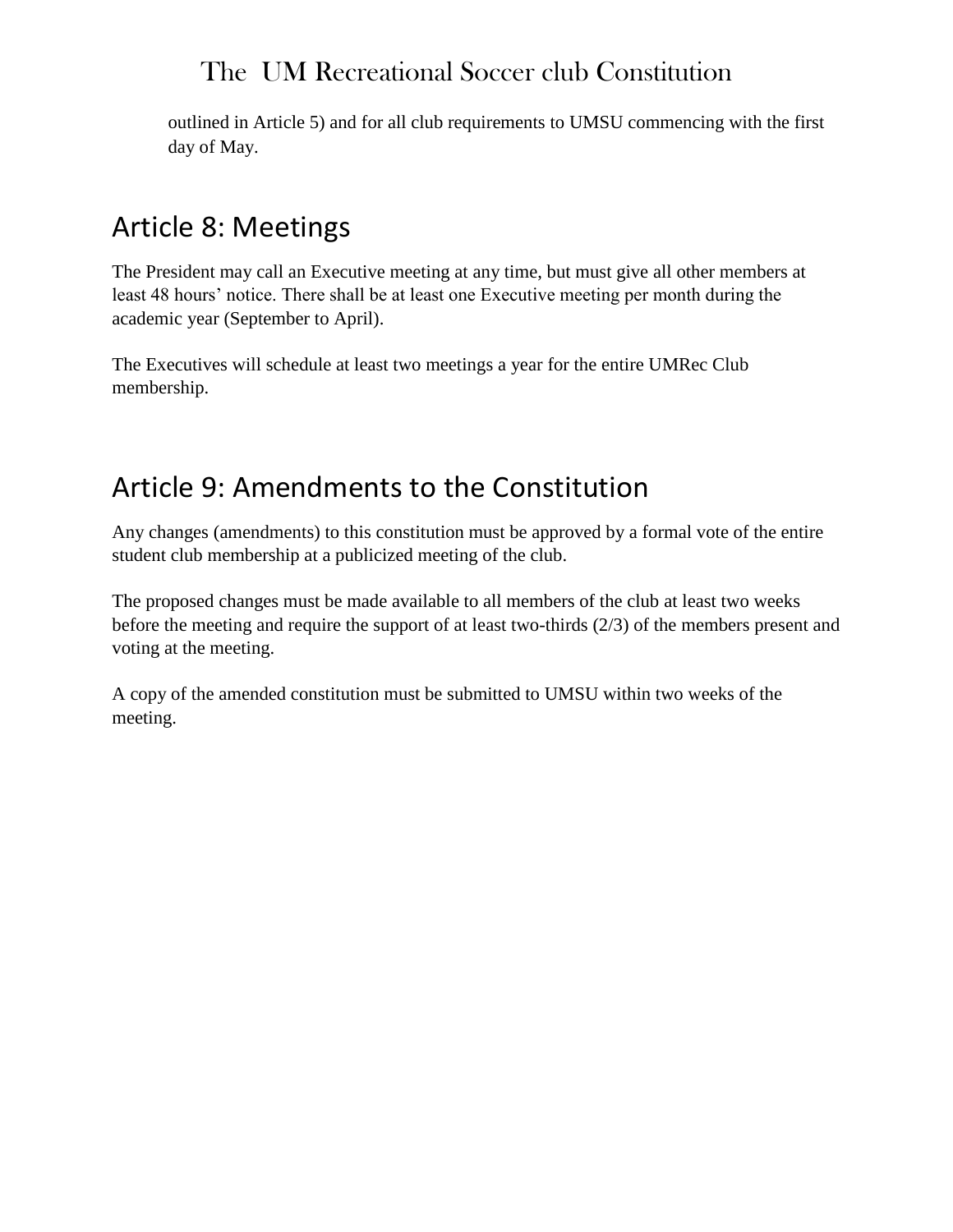outlined in Article 5) and for all club requirements to UMSU commencing with the first day of May.

## Article 8: Meetings

The President may call an Executive meeting at any time, but must give all other members at least 48 hours' notice. There shall be at least one Executive meeting per month during the academic year (September to April).

The Executives will schedule at least two meetings a year for the entire UMRec Club membership.

## Article 9: Amendments to the Constitution

Any changes (amendments) to this constitution must be approved by a formal vote of the entire student club membership at a publicized meeting of the club.

The proposed changes must be made available to all members of the club at least two weeks before the meeting and require the support of at least two-thirds (2/3) of the members present and voting at the meeting.

A copy of the amended constitution must be submitted to UMSU within two weeks of the meeting.